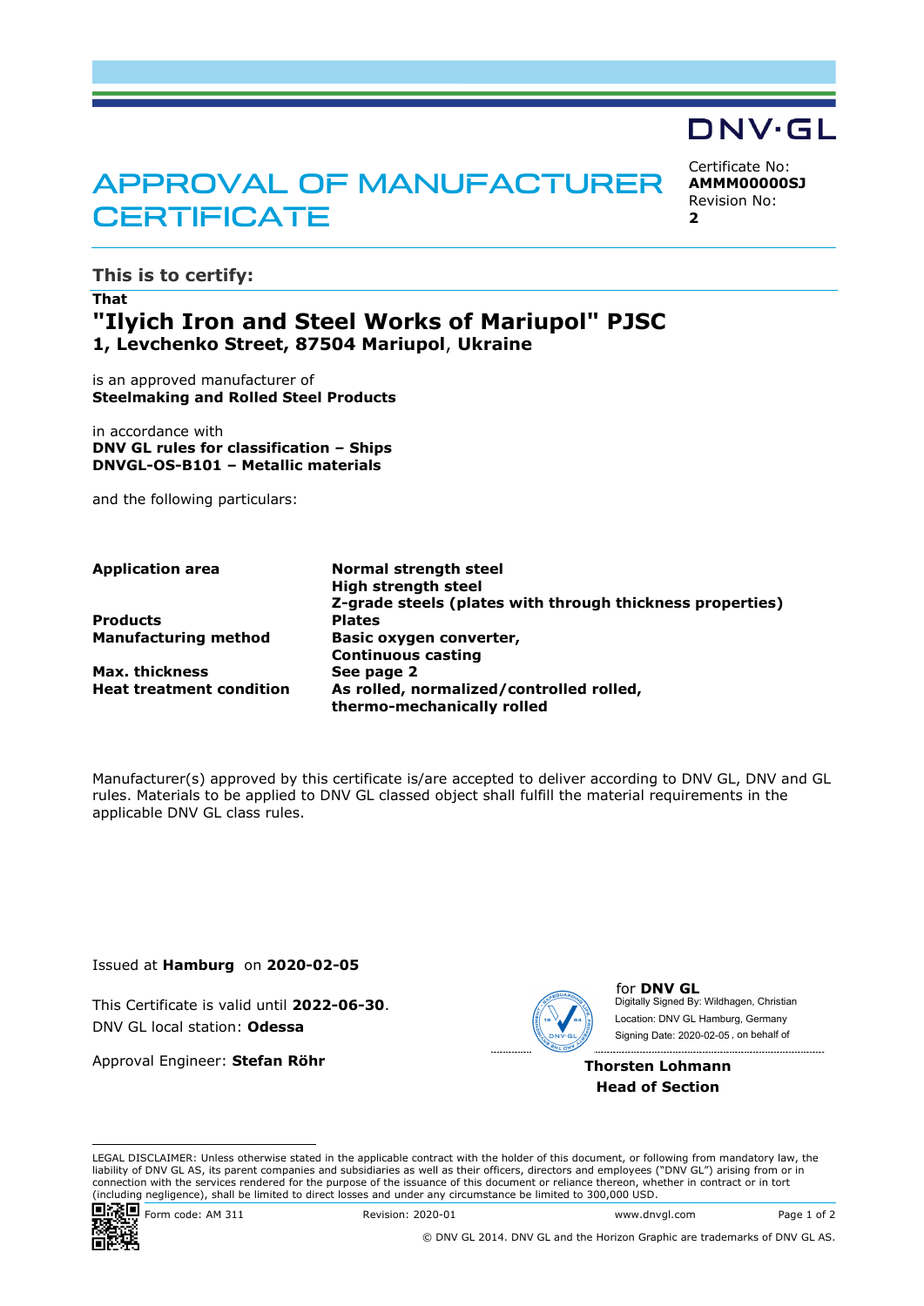DNV·GL

# APPROVAL OF MANUFACTURER CERTIFICATE

Certificate No:
**AMMM00000SJ**
Revision No:
**2**

## This is to certify:

**That**

# "Ilyich Iron and Steel Works of Mariupol" PJSC

**1, Levchenko Street, 87504 Mariupol, Ukraine**

is an approved manufacturer of
**Steelmaking and Rolled Steel Products**

in accordance with
**DNV GL rules for classification – Ships**
**DNVGL-OS-B101 – Metallic materials**

and the following particulars:

| | |
|---|---|
| **Application area** | **Normal strength steel**<br>**High strength steel**<br>**Z-grade steels (plates with through thickness properties)** |
| **Products** | **Plates** |
| **Manufacturing method** | **Basic oxygen converter,**<br>**Continuous casting** |
| **Max. thickness** | **See page 2** |
| **Heat treatment condition** | **As rolled, normalized/controlled rolled,**<br>**thermo-mechanically rolled** |

Manufacturer(s) approved by this certificate is/are accepted to deliver according to DNV GL, DNV and GL rules. Materials to be applied to DNV GL classed object shall fulfill the material requirements in the applicable DNV GL class rules.

Issued at **Hamburg** on **2020-02-05**

This Certificate is valid until **2022-06-30**.
DNV GL local station: **Odessa**

Approval Engineer: **Stefan Röhr**

for **DNV GL**
Digitally Signed By: Wildhagen, Christian
Location: DNV GL Hamburg, Germany
Signing Date: 2020-02-05 , on behalf of

**Thorsten Lohmann**
**Head of Section**

LEGAL DISCLAIMER: Unless otherwise stated in the applicable contract with the holder of this document, or following from mandatory law, the liability of DNV GL AS, its parent companies and subsidiaries as well as their officers, directors and employees ("DNV GL") arising from or in connection with the services rendered for the purpose of the issuance of this document or reliance thereon, whether in contract or in tort (including negligence), shall be limited to direct losses and under any circumstance be limited to 300,000 USD.

Form code: AM 311 Revision: 2020-01 www.dnvgl.com

© DNV GL 2014. DNV GL and the Horizon Graphic are trademarks of DNV GL AS.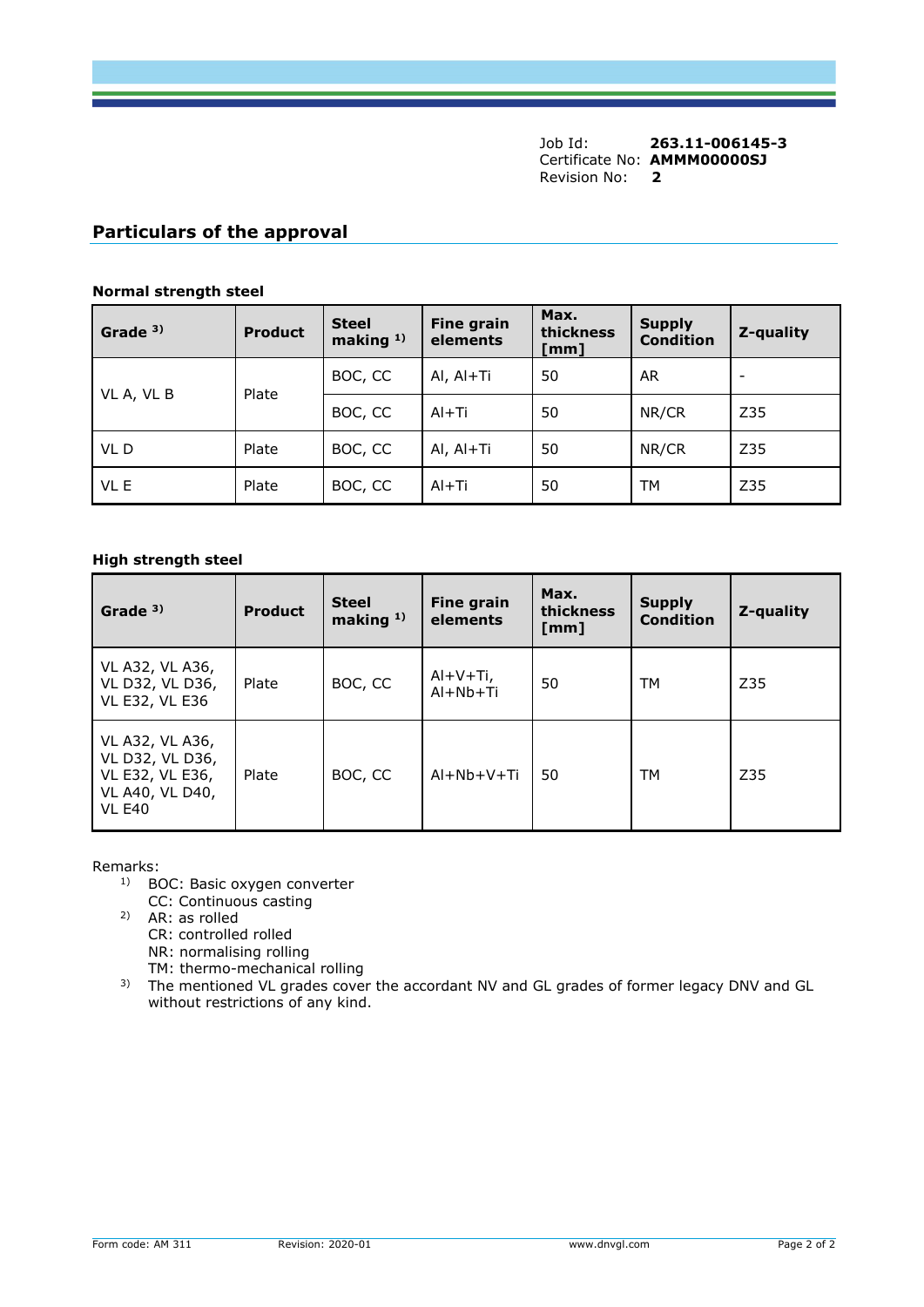Job Id: **263.11-006145-3**
Certificate No: **AMMM00000SJ**
Revision No: **2**

## Particulars of the approval

### Normal strength steel

| Grade [3] | Product | Steel making [1] | Fine grain elements | Max. thickness [mm] | Supply Condition | Z-quality |
|---|---|---|---|---|---|---|
| VL A, VL B | Plate | BOC, CC | Al, Al+Ti | 50 | AR | - |
| | | BOC, CC | Al+Ti | 50 | NR/CR | Z35 |
| VL D | Plate | BOC, CC | Al, Al+Ti | 50 | NR/CR | Z35 |
| VL E | Plate | BOC, CC | Al+Ti | 50 | TM | Z35 |

### High strength steel

| Grade [3] | Product | Steel making [1] | Fine grain elements | Max. thickness [mm] | Supply Condition | Z-quality |
|---|---|---|---|---|---|---|
| VL A32, VL A36, VL D32, VL D36, VL E32, VL E36 | Plate | BOC, CC | Al+V+Ti, Al+Nb+Ti | 50 | TM | Z35 |
| VL A32, VL A36, VL D32, VL D36, VL E32, VL E36, VL A40, VL D40, VL E40 | Plate | BOC, CC | Al+Nb+V+Ti | 50 | TM | Z35 |

Remarks:

1) BOC: Basic oxygen converter
   CC: Continuous casting
2) AR: as rolled
   CR: controlled rolled
   NR: normalising rolling
   TM: thermo-mechanical rolling
3) The mentioned VL grades cover the accordant NV and GL grades of former legacy DNV and GL without restrictions of any kind.